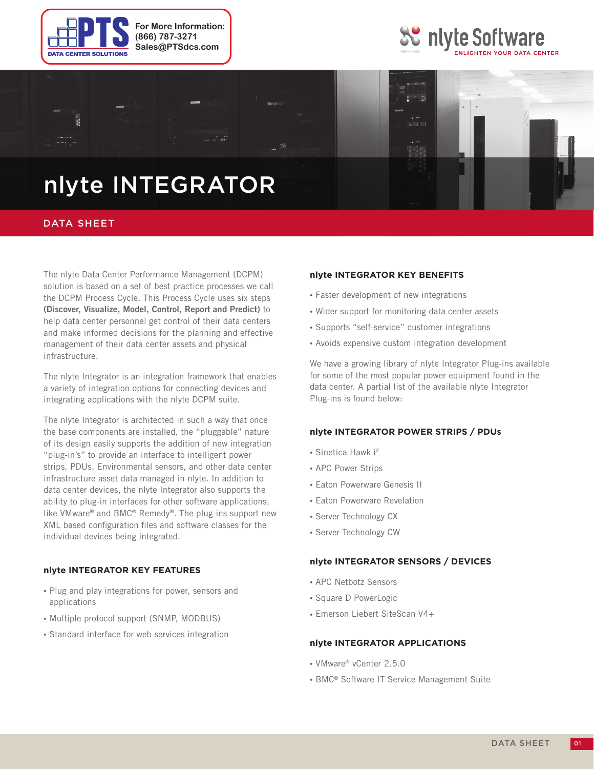For More Information:
(866) 787-3271
Sales@PTSdcs.com

# nlyte INTEGRATOR

DATA SHEET

The nlyte Data Center Performance Management (DCPM) solution is based on a set of best practice processes we call the DCPM Process Cycle. This Process Cycle uses six steps **(Discover, Visualize, Model, Control, Report and Predict)** to help data center personnel get control of their data centers and make informed decisions for the planning and effective management of their data center assets and physical infrastructure.

The nlyte Integrator is an integration framework that enables a variety of integration options for connecting devices and integrating applications with the nlyte DCPM suite.

The nlyte Integrator is architected in such a way that once the base components are installed, the "pluggable" nature of its design easily supports the addition of new integration "plug-in's" to provide an interface to intelligent power strips, PDUs, Environmental sensors, and other data center infrastructure asset data managed in nlyte. In addition to data center devices, the nlyte Integrator also supports the ability to plug-in interfaces for other software applications, like VMware® and BMC® Remedy®. The plug-ins support new XML based configuration files and software classes for the individual devices being integrated.

### nlyte INTEGRATOR KEY FEATURES

- Plug and play integrations for power, sensors and applications
- Multiple protocol support (SNMP, MODBUS)
- Standard interface for web services integration

### nlyte INTEGRATOR KEY BENEFITS

- Faster development of new integrations
- Wider support for monitoring data center assets
- Supports "self-service" customer integrations
- Avoids expensive custom integration development

We have a growing library of nlyte Integrator Plug-ins available for some of the most popular power equipment found in the data center. A partial list of the available nlyte Integrator Plug-ins is found below:

### nlyte INTEGRATOR POWER STRIPS / PDUs

- Sinetica Hawk i²
- APC Power Strips
- Eaton Powerware Genesis II
- Eaton Powerware Revelation
- Server Technology CX
- Server Technology CW

### nlyte INTEGRATOR SENSORS / DEVICES

- APC Netbotz Sensors
- Square D PowerLogic
- Emerson Liebert SiteScan V4+

### nlyte INTEGRATOR APPLICATIONS

- VMware® vCenter 2.5.0
- BMC® Software IT Service Management Suite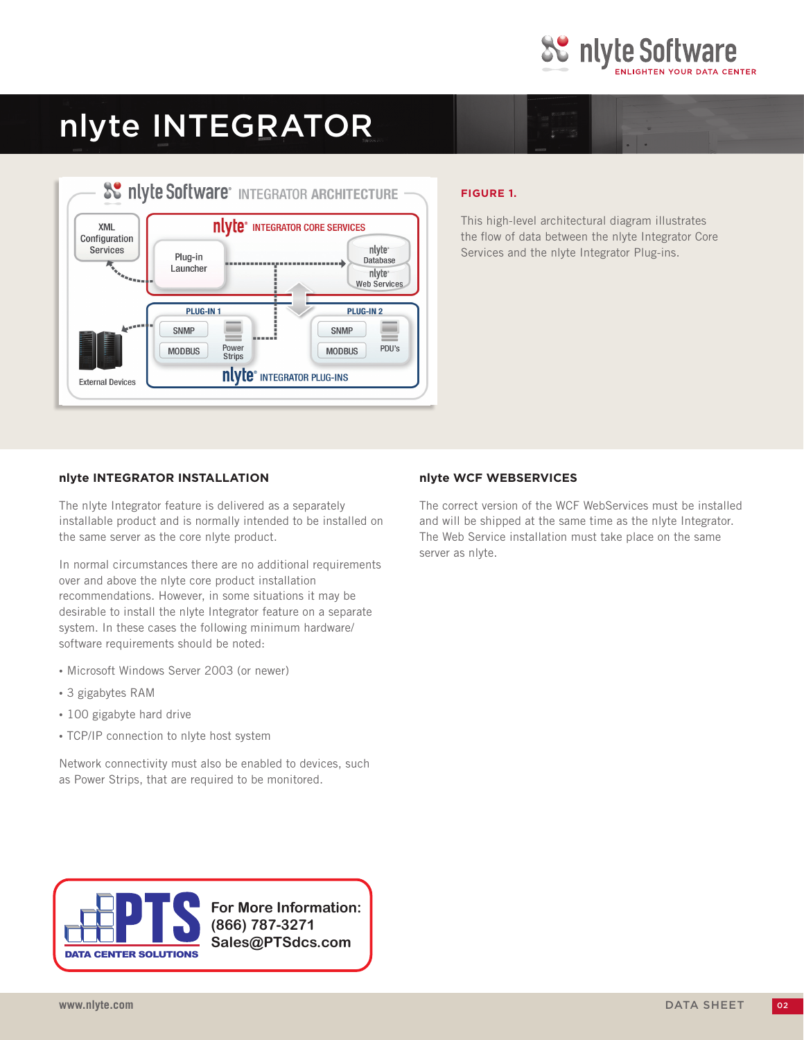# nlyte INTEGRATOR

nlyte Software INTEGRATOR ARCHITECTURE

XML Configuration Services

nlyte INTEGRATOR CORE SERVICES

Plug-in Launcher

nlyte Database

nlyte Web Services

PLUG-IN 1

SNMP

MODBUS

Power Strips

PLUG-IN 2

SNMP

MODBUS

PDU's

External Devices

nlyte INTEGRATOR PLUG-INS

**FIGURE 1.**

This high-level architectural diagram illustrates the flow of data between the nlyte Integrator Core Services and the nlyte Integrator Plug-ins.

## nlyte INTEGRATOR INSTALLATION

The nlyte Integrator feature is delivered as a separately installable product and is normally intended to be installed on the same server as the core nlyte product.

In normal circumstances there are no additional requirements over and above the nlyte core product installation recommendations. However, in some situations it may be desirable to install the nlyte Integrator feature on a separate system. In these cases the following minimum hardware/software requirements should be noted:

- Microsoft Windows Server 2003 (or newer)
- 3 gigabytes RAM
- 100 gigabyte hard drive
- TCP/IP connection to nlyte host system

Network connectivity must also be enabled to devices, such as Power Strips, that are required to be monitored.

## nlyte WCF WEBSERVICES

The correct version of the WCF WebServices must be installed and will be shipped at the same time as the nlyte Integrator. The Web Service installation must take place on the same server as nlyte.

PTS DATA CENTER SOLUTIONS

**For More Information:**
**(866) 787-3271**
**Sales@PTSdcs.com**

www.nlyte.com

DATA SHEET